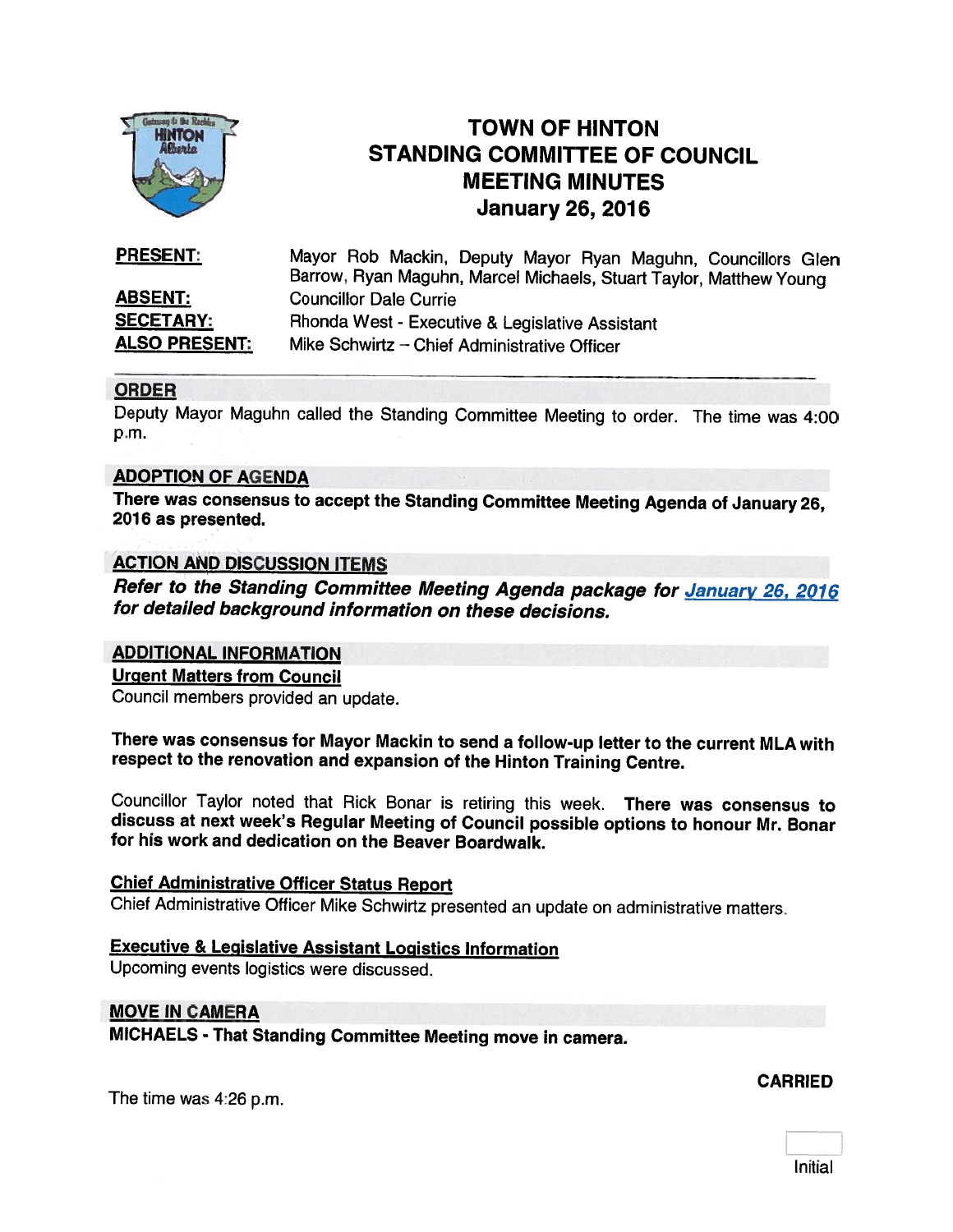# TOWN OF HINTON
# STANDING COMMITTEE OF COUNCIL
# MEETING MINUTES
# January 26, 2016

**PRESENT:** Mayor Rob Mackin, Deputy Mayor Ryan Maguhn, Councillors Glen Barrow, Ryan Maguhn, Marcel Michaels, Stuart Taylor, Matthew Young

**ABSENT:** Councillor Dale Currie

**SECETARY:** Rhonda West - Executive & Legislative Assistant

**ALSO PRESENT:** Mike Schwirtz – Chief Administrative Officer

## ORDER

Deputy Mayor Maguhn called the Standing Committee Meeting to order. The time was 4:00 p.m.

## ADOPTION OF AGENDA

**There was consensus to accept the Standing Committee Meeting Agenda of January 26, 2016 as presented.**

## ACTION AND DISCUSSION ITEMS

***Refer to the Standing Committee Meeting Agenda package for January 26, 2016 for detailed background information on these decisions.***

## ADDITIONAL INFORMATION

### Urgent Matters from Council

Council members provided an update.

**There was consensus for Mayor Mackin to send a follow-up letter to the current MLA with respect to the renovation and expansion of the Hinton Training Centre.**

Councillor Taylor noted that Rick Bonar is retiring this week. **There was consensus to discuss at next week's Regular Meeting of Council possible options to honour Mr. Bonar for his work and dedication on the Beaver Boardwalk.**

### Chief Administrative Officer Status Report

Chief Administrative Officer Mike Schwirtz presented an update on administrative matters.

### Executive & Legislative Assistant Logistics Information

Upcoming events logistics were discussed.

## MOVE IN CAMERA

**MICHAELS - That Standing Committee Meeting move in camera.**

**CARRIED**

The time was 4:26 p.m.

Initial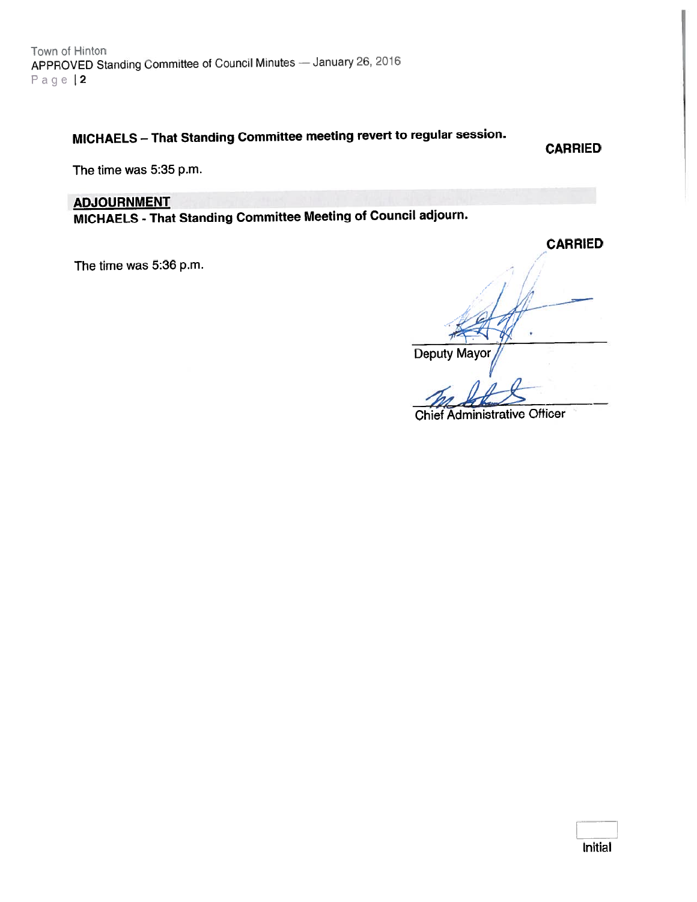**MICHAELS – That Standing Committee meeting revert to regular session.**

**CARRIED**

The time was 5:35 p.m.

## ADJOURNMENT

**MICHAELS - That Standing Committee Meeting of Council adjourn.**

**CARRIED**

The time was 5:36 p.m.

Deputy Mayor

Chief Administrative Officer

Initial